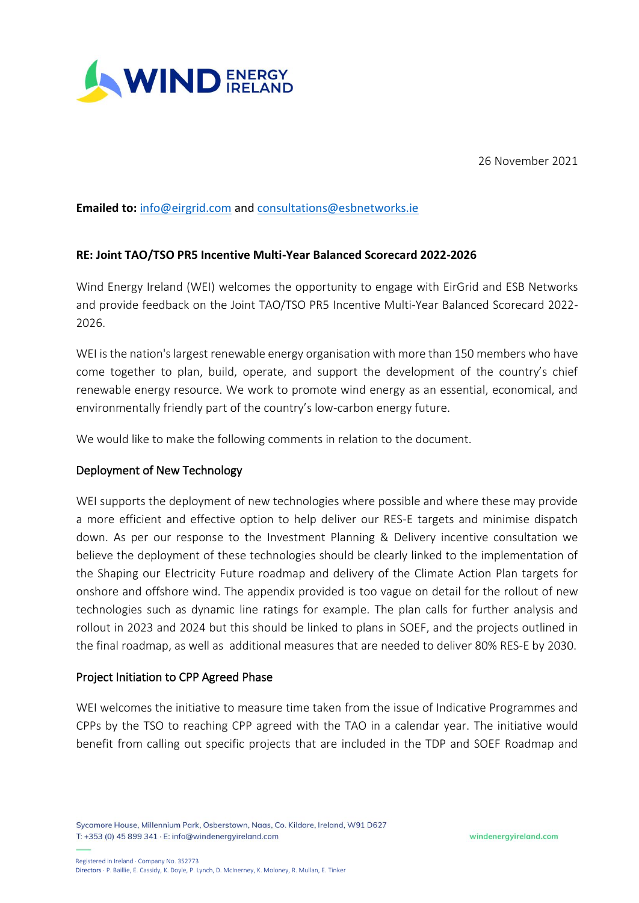26 November 2021

**Emailed to:** info@eirgrid.com and consultations@esbnetworks.ie

**RE: Joint TAO/TSO PR5 Incentive Multi-Year Balanced Scorecard 2022-2026**

Wind Energy Ireland (WEI) welcomes the opportunity to engage with EirGrid and ESB Networks and provide feedback on the Joint TAO/TSO PR5 Incentive Multi-Year Balanced Scorecard 2022-2026.

WEI is the nation's largest renewable energy organisation with more than 150 members who have come together to plan, build, operate, and support the development of the country's chief renewable energy resource. We work to promote wind energy as an essential, economical, and environmentally friendly part of the country's low-carbon energy future.

We would like to make the following comments in relation to the document.

## Deployment of New Technology

WEI supports the deployment of new technologies where possible and where these may provide a more efficient and effective option to help deliver our RES-E targets and minimise dispatch down. As per our response to the Investment Planning & Delivery incentive consultation we believe the deployment of these technologies should be clearly linked to the implementation of the Shaping our Electricity Future roadmap and delivery of the Climate Action Plan targets for onshore and offshore wind. The appendix provided is too vague on detail for the rollout of new technologies such as dynamic line ratings for example. The plan calls for further analysis and rollout in 2023 and 2024 but this should be linked to plans in SOEF, and the projects outlined in the final roadmap, as well as additional measures that are needed to deliver 80% RES-E by 2030.

## Project Initiation to CPP Agreed Phase

WEI welcomes the initiative to measure time taken from the issue of Indicative Programmes and CPPs by the TSO to reaching CPP agreed with the TAO in a calendar year. The initiative would benefit from calling out specific projects that are included in the TDP and SOEF Roadmap and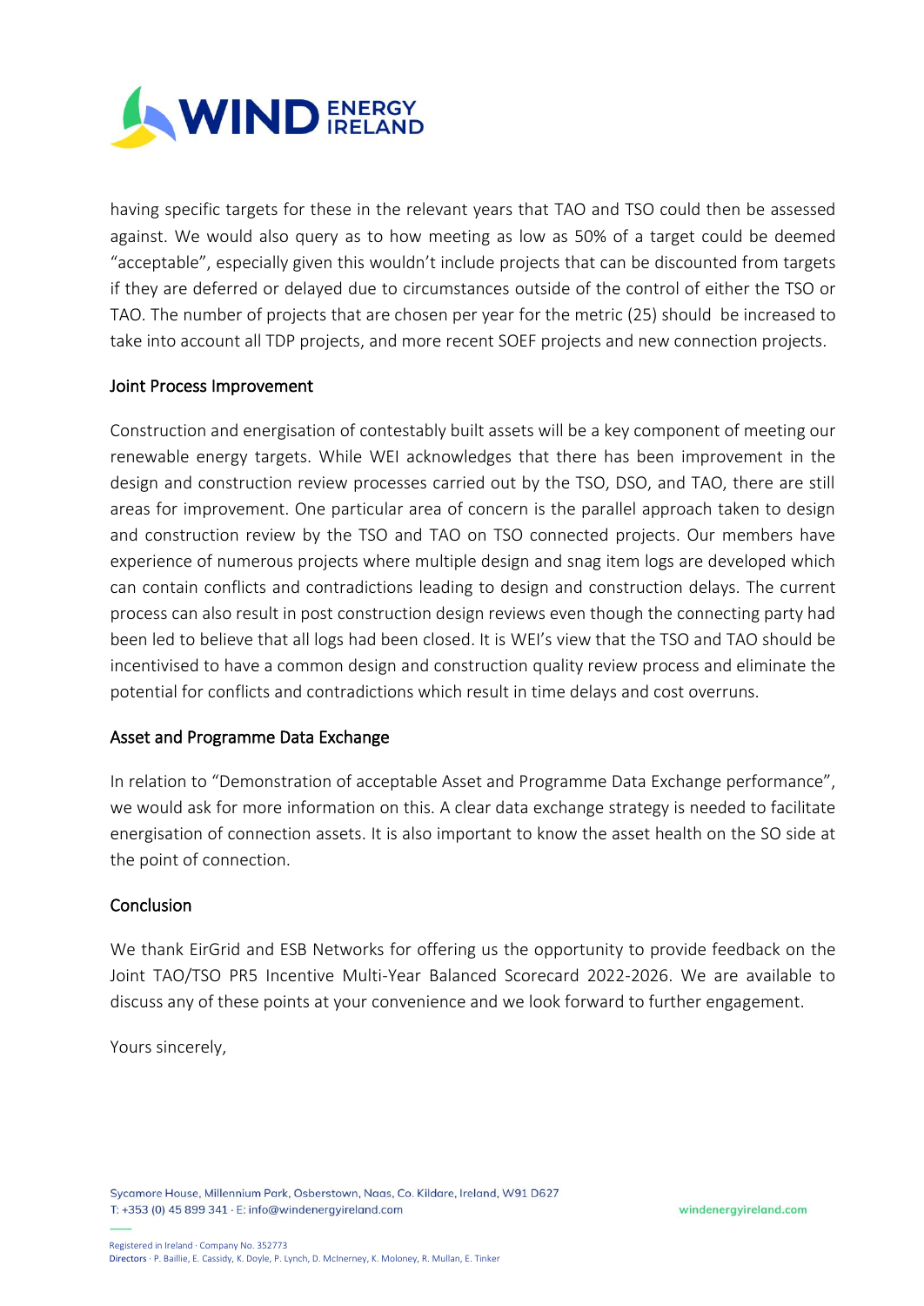having specific targets for these in the relevant years that TAO and TSO could then be assessed against. We would also query as to how meeting as low as 50% of a target could be deemed "acceptable", especially given this wouldn't include projects that can be discounted from targets if they are deferred or delayed due to circumstances outside of the control of either the TSO or TAO. The number of projects that are chosen per year for the metric (25) should be increased to take into account all TDP projects, and more recent SOEF projects and new connection projects.

## Joint Process Improvement

Construction and energisation of contestably built assets will be a key component of meeting our renewable energy targets. While WEI acknowledges that there has been improvement in the design and construction review processes carried out by the TSO, DSO, and TAO, there are still areas for improvement. One particular area of concern is the parallel approach taken to design and construction review by the TSO and TAO on TSO connected projects. Our members have experience of numerous projects where multiple design and snag item logs are developed which can contain conflicts and contradictions leading to design and construction delays. The current process can also result in post construction design reviews even though the connecting party had been led to believe that all logs had been closed. It is WEI's view that the TSO and TAO should be incentivised to have a common design and construction quality review process and eliminate the potential for conflicts and contradictions which result in time delays and cost overruns.

## Asset and Programme Data Exchange

In relation to "Demonstration of acceptable Asset and Programme Data Exchange performance", we would ask for more information on this. A clear data exchange strategy is needed to facilitate energisation of connection assets. It is also important to know the asset health on the SO side at the point of connection.

## Conclusion

We thank EirGrid and ESB Networks for offering us the opportunity to provide feedback on the Joint TAO/TSO PR5 Incentive Multi-Year Balanced Scorecard 2022-2026. We are available to discuss any of these points at your convenience and we look forward to further engagement.

Yours sincerely,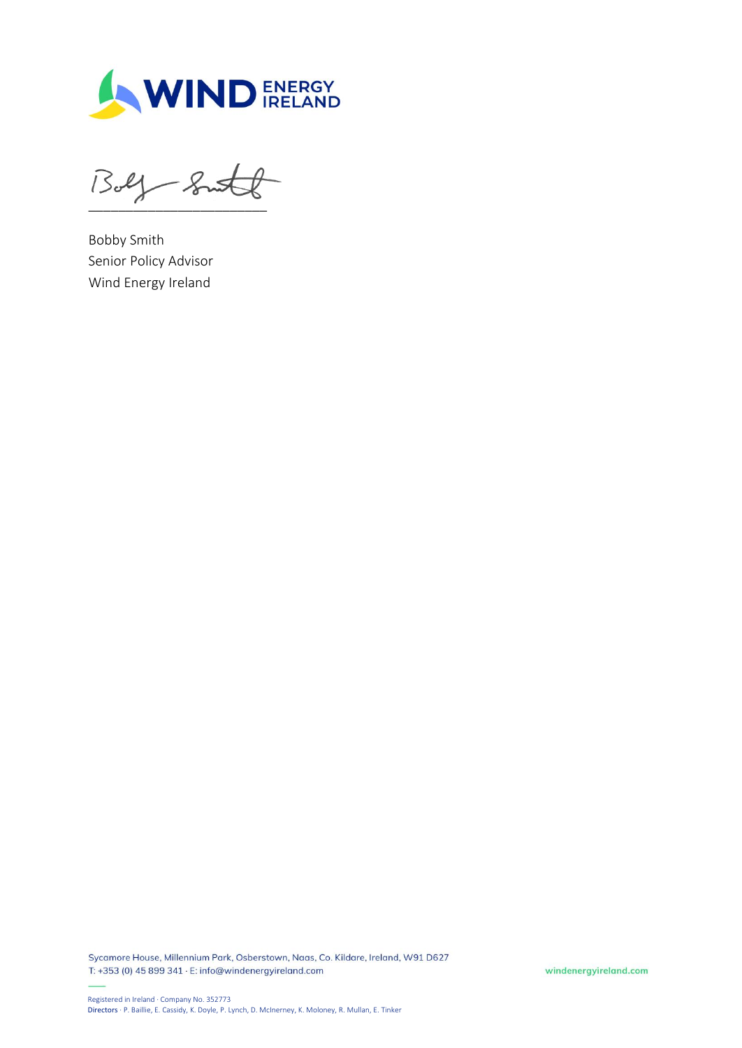Bobby Smith
Senior Policy Advisor
Wind Energy Ireland

Sycamore House, Millennium Park, Osberstown, Naas, Co. Kildare, Ireland, W91 D627
T: +353 (0) 45 899 341 · E: info@windenergyireland.com

windenergyireland.com

Registered in Ireland · Company No. 352773
Directors · P. Baillie, E. Cassidy, K. Doyle, P. Lynch, D. McInerney, K. Moloney, R. Mullan, E. Tinker